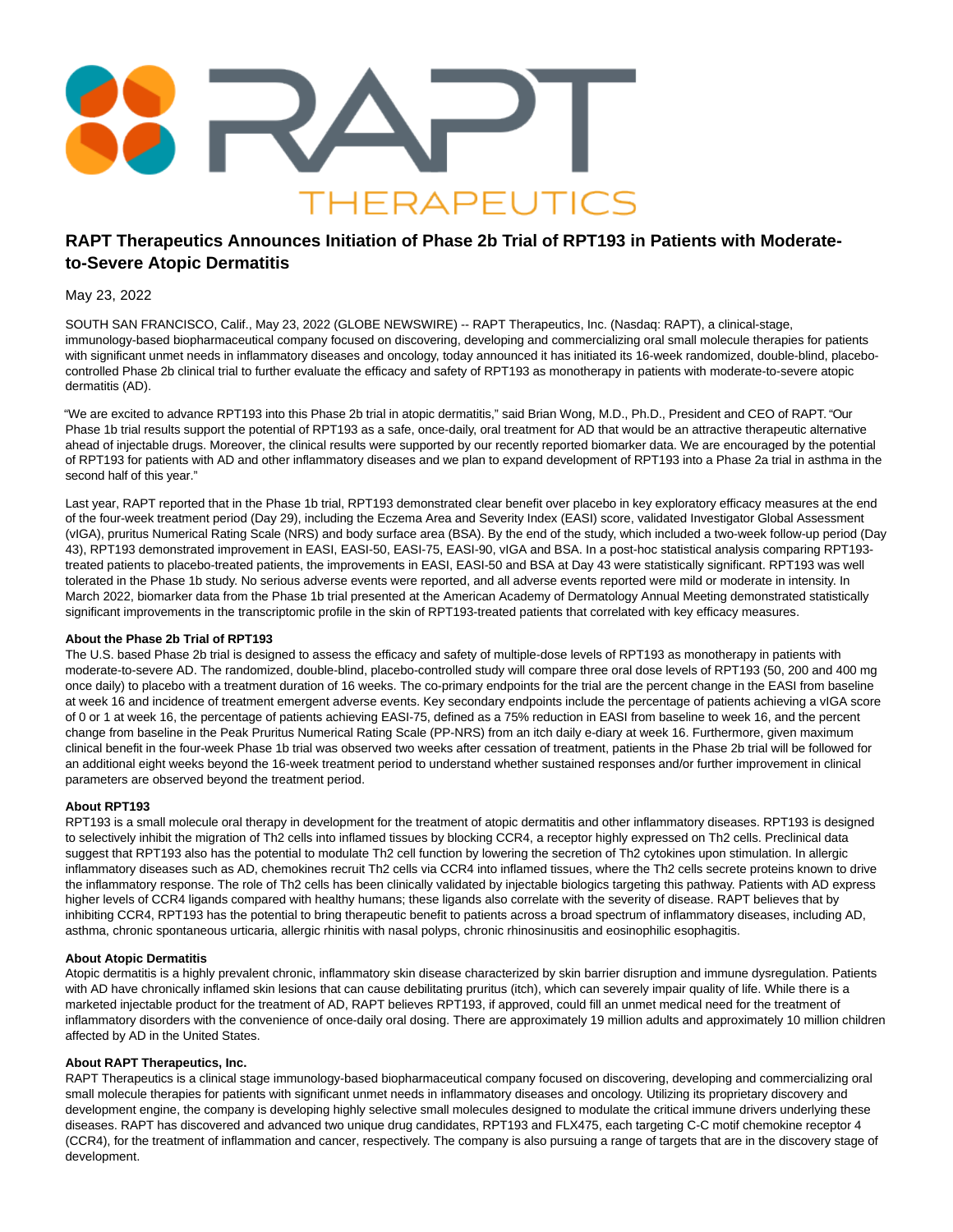# RAPT Therapeutics Announces Initiation of Phase 2b Trial of RPT193 in Patients with Moderate-to-Severe Atopic Dermatitis

May 23, 2022

SOUTH SAN FRANCISCO, Calif., May 23, 2022 (GLOBE NEWSWIRE) -- RAPT Therapeutics, Inc. (Nasdaq: RAPT), a clinical-stage, immunology-based biopharmaceutical company focused on discovering, developing and commercializing oral small molecule therapies for patients with significant unmet needs in inflammatory diseases and oncology, today announced it has initiated its 16-week randomized, double-blind, placebo-controlled Phase 2b clinical trial to further evaluate the efficacy and safety of RPT193 as monotherapy in patients with moderate-to-severe atopic dermatitis (AD).

"We are excited to advance RPT193 into this Phase 2b trial in atopic dermatitis," said Brian Wong, M.D., Ph.D., President and CEO of RAPT. "Our Phase 1b trial results support the potential of RPT193 as a safe, once-daily, oral treatment for AD that would be an attractive therapeutic alternative ahead of injectable drugs. Moreover, the clinical results were supported by our recently reported biomarker data. We are encouraged by the potential of RPT193 for patients with AD and other inflammatory diseases and we plan to expand development of RPT193 into a Phase 2a trial in asthma in the second half of this year."

Last year, RAPT reported that in the Phase 1b trial, RPT193 demonstrated clear benefit over placebo in key exploratory efficacy measures at the end of the four-week treatment period (Day 29), including the Eczema Area and Severity Index (EASI) score, validated Investigator Global Assessment (vIGA), pruritus Numerical Rating Scale (NRS) and body surface area (BSA). By the end of the study, which included a two-week follow-up period (Day 43), RPT193 demonstrated improvement in EASI, EASI-50, EASI-75, EASI-90, vIGA and BSA. In a post-hoc statistical analysis comparing RPT193-treated patients to placebo-treated patients, the improvements in EASI, EASI-50 and BSA at Day 43 were statistically significant. RPT193 was well tolerated in the Phase 1b study. No serious adverse events were reported, and all adverse events reported were mild or moderate in intensity. In March 2022, biomarker data from the Phase 1b trial presented at the American Academy of Dermatology Annual Meeting demonstrated statistically significant improvements in the transcriptomic profile in the skin of RPT193-treated patients that correlated with key efficacy measures.

**About the Phase 2b Trial of RPT193**

The U.S. based Phase 2b trial is designed to assess the efficacy and safety of multiple-dose levels of RPT193 as monotherapy in patients with moderate-to-severe AD. The randomized, double-blind, placebo-controlled study will compare three oral dose levels of RPT193 (50, 200 and 400 mg once daily) to placebo with a treatment duration of 16 weeks. The co-primary endpoints for the trial are the percent change in the EASI from baseline at week 16 and incidence of treatment emergent adverse events. Key secondary endpoints include the percentage of patients achieving a vIGA score of 0 or 1 at week 16, the percentage of patients achieving EASI-75, defined as a 75% reduction in EASI from baseline to week 16, and the percent change from baseline in the Peak Pruritus Numerical Rating Scale (PP-NRS) from an itch daily e-diary at week 16. Furthermore, given maximum clinical benefit in the four-week Phase 1b trial was observed two weeks after cessation of treatment, patients in the Phase 2b trial will be followed for an additional eight weeks beyond the 16-week treatment period to understand whether sustained responses and/or further improvement in clinical parameters are observed beyond the treatment period.

**About RPT193**

RPT193 is a small molecule oral therapy in development for the treatment of atopic dermatitis and other inflammatory diseases. RPT193 is designed to selectively inhibit the migration of Th2 cells into inflamed tissues by blocking CCR4, a receptor highly expressed on Th2 cells. Preclinical data suggest that RPT193 also has the potential to modulate Th2 cell function by lowering the secretion of Th2 cytokines upon stimulation. In allergic inflammatory diseases such as AD, chemokines recruit Th2 cells via CCR4 into inflamed tissues, where the Th2 cells secrete proteins known to drive the inflammatory response. The role of Th2 cells has been clinically validated by injectable biologics targeting this pathway. Patients with AD express higher levels of CCR4 ligands compared with healthy humans; these ligands also correlate with the severity of disease. RAPT believes that by inhibiting CCR4, RPT193 has the potential to bring therapeutic benefit to patients across a broad spectrum of inflammatory diseases, including AD, asthma, chronic spontaneous urticaria, allergic rhinitis with nasal polyps, chronic rhinosinusitis and eosinophilic esophagitis.

**About Atopic Dermatitis**

Atopic dermatitis is a highly prevalent chronic, inflammatory skin disease characterized by skin barrier disruption and immune dysregulation. Patients with AD have chronically inflamed skin lesions that can cause debilitating pruritus (itch), which can severely impair quality of life. While there is a marketed injectable product for the treatment of AD, RAPT believes RPT193, if approved, could fill an unmet medical need for the treatment of inflammatory disorders with the convenience of once-daily oral dosing. There are approximately 19 million adults and approximately 10 million children affected by AD in the United States.

**About RAPT Therapeutics, Inc.**

RAPT Therapeutics is a clinical stage immunology-based biopharmaceutical company focused on discovering, developing and commercializing oral small molecule therapies for patients with significant unmet needs in inflammatory diseases and oncology. Utilizing its proprietary discovery and development engine, the company is developing highly selective small molecules designed to modulate the critical immune drivers underlying these diseases. RAPT has discovered and advanced two unique drug candidates, RPT193 and FLX475, each targeting C-C motif chemokine receptor 4 (CCR4), for the treatment of inflammation and cancer, respectively. The company is also pursuing a range of targets that are in the discovery stage of development.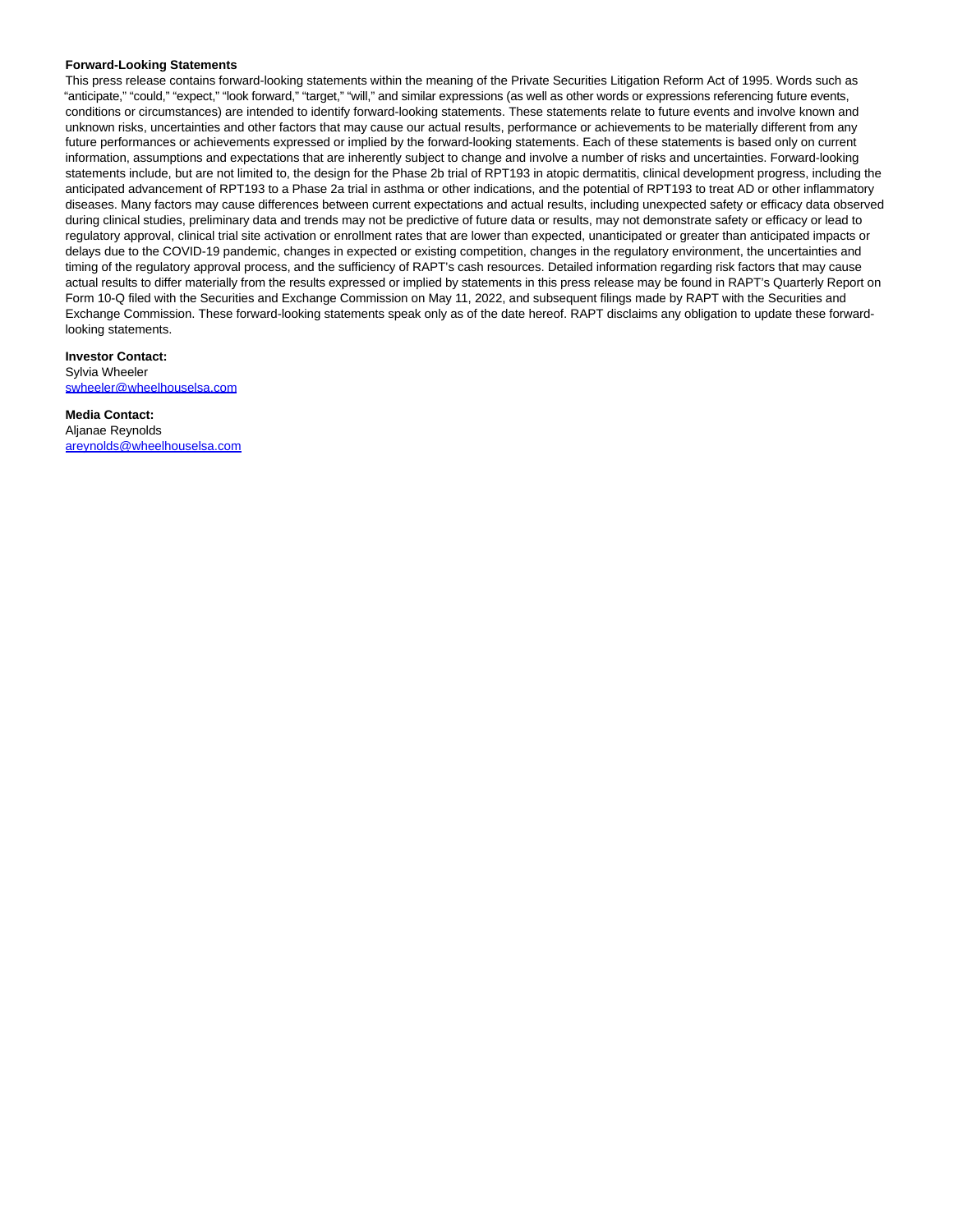**Forward-Looking Statements**

This press release contains forward-looking statements within the meaning of the Private Securities Litigation Reform Act of 1995. Words such as "anticipate," "could," "expect," "look forward," "target," "will," and similar expressions (as well as other words or expressions referencing future events, conditions or circumstances) are intended to identify forward-looking statements. These statements relate to future events and involve known and unknown risks, uncertainties and other factors that may cause our actual results, performance or achievements to be materially different from any future performances or achievements expressed or implied by the forward-looking statements. Each of these statements is based only on current information, assumptions and expectations that are inherently subject to change and involve a number of risks and uncertainties. Forward-looking statements include, but are not limited to, the design for the Phase 2b trial of RPT193 in atopic dermatitis, clinical development progress, including the anticipated advancement of RPT193 to a Phase 2a trial in asthma or other indications, and the potential of RPT193 to treat AD or other inflammatory diseases. Many factors may cause differences between current expectations and actual results, including unexpected safety or efficacy data observed during clinical studies, preliminary data and trends may not be predictive of future data or results, may not demonstrate safety or efficacy or lead to regulatory approval, clinical trial site activation or enrollment rates that are lower than expected, unanticipated or greater than anticipated impacts or delays due to the COVID-19 pandemic, changes in expected or existing competition, changes in the regulatory environment, the uncertainties and timing of the regulatory approval process, and the sufficiency of RAPT's cash resources. Detailed information regarding risk factors that may cause actual results to differ materially from the results expressed or implied by statements in this press release may be found in RAPT's Quarterly Report on Form 10-Q filed with the Securities and Exchange Commission on May 11, 2022, and subsequent filings made by RAPT with the Securities and Exchange Commission. These forward-looking statements speak only as of the date hereof. RAPT disclaims any obligation to update these forward-looking statements.

**Investor Contact:**
Sylvia Wheeler
swheeler@wheelhouselsa.com

**Media Contact:**
Aljanae Reynolds
areynolds@wheelhouselsa.com